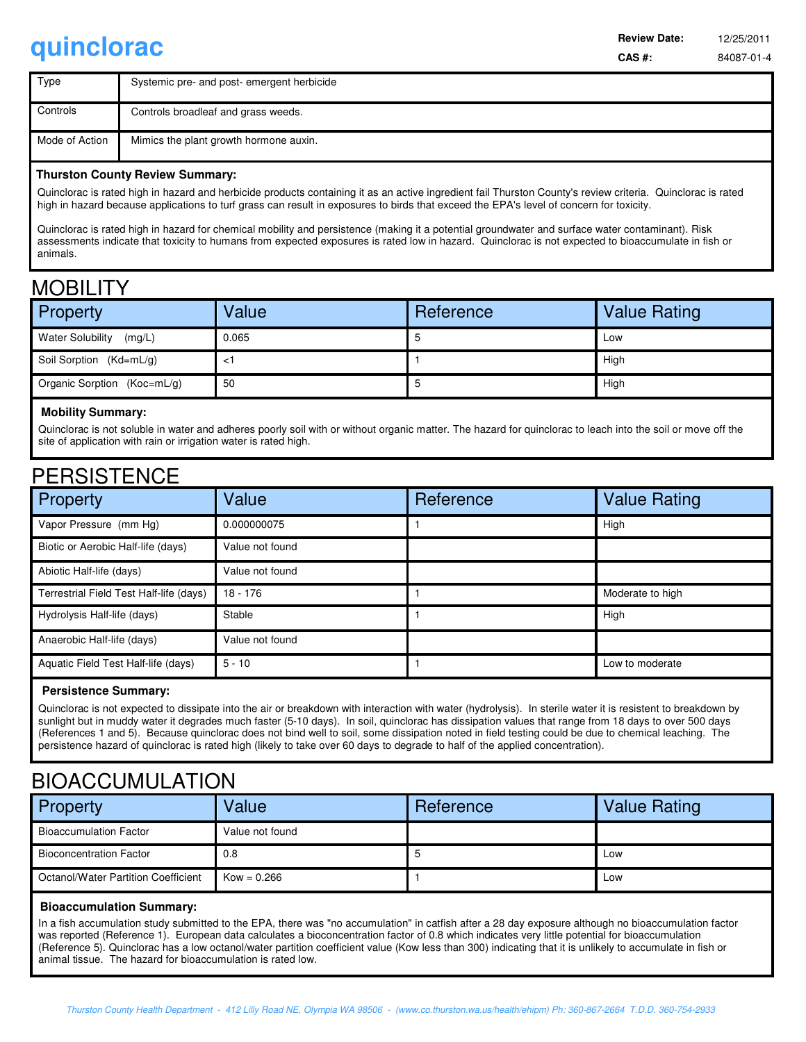# quinclorac

**Review Date:** 12/25/2011

**CAS #:** 84087-01-4

| Type | Systemic pre- and post- emergent herbicide |
|---|---|
| Controls | Controls broadleaf and grass weeds. |
| Mode of Action | Mimics the plant growth hormone auxin. |

**Thurston County Review Summary:**

Quinclorac is rated high in hazard and herbicide products containing it as an active ingredient fail Thurston County's review criteria. Quinclorac is rated high in hazard because applications to turf grass can result in exposures to birds that exceed the EPA's level of concern for toxicity.

Quinclorac is rated high in hazard for chemical mobility and persistence (making it a potential groundwater and surface water contaminant). Risk assessments indicate that toxicity to humans from expected exposures is rated low in hazard. Quinclorac is not expected to bioaccumulate in fish or animals.

## MOBILITY

| Property | Value | Reference | Value Rating |
|---|---|---|---|
| Water Solubility (mg/L) | 0.065 | 5 | Low |
| Soil Sorption (Kd=mL/g) | <1 | 1 | High |
| Organic Sorption (Koc=mL/g) | 50 | 5 | High |

**Mobility Summary:**

Quinclorac is not soluble in water and adheres poorly soil with or without organic matter. The hazard for quinclorac to leach into the soil or move off the site of application with rain or irrigation water is rated high.

## PERSISTENCE

| Property | Value | Reference | Value Rating |
|---|---|---|---|
| Vapor Pressure (mm Hg) | 0.000000075 | 1 | High |
| Biotic or Aerobic Half-life (days) | Value not found | | |
| Abiotic Half-life (days) | Value not found | | |
| Terrestrial Field Test Half-life (days) | 18 - 176 | 1 | Moderate to high |
| Hydrolysis Half-life (days) | Stable | 1 | High |
| Anaerobic Half-life (days) | Value not found | | |
| Aquatic Field Test Half-life (days) | 5 - 10 | 1 | Low to moderate |

**Persistence Summary:**

Quinclorac is not expected to dissipate into the air or breakdown with interaction with water (hydrolysis). In sterile water it is resistent to breakdown by sunlight but in muddy water it degrades much faster (5-10 days). In soil, quinclorac has dissipation values that range from 18 days to over 500 days (References 1 and 5). Because quinclorac does not bind well to soil, some dissipation noted in field testing could be due to chemical leaching. The persistence hazard of quinclorac is rated high (likely to take over 60 days to degrade to half of the applied concentration).

## BIOACCUMULATION

| Property | Value | Reference | Value Rating |
|---|---|---|---|
| Bioaccumulation Factor | Value not found | | |
| Bioconcentration Factor | 0.8 | 5 | Low |
| Octanol/Water Partition Coefficient | Kow = 0.266 | 1 | Low |

**Bioaccumulation Summary:**

In a fish accumulation study submitted to the EPA, there was "no accumulation" in catfish after a 28 day exposure although no bioaccumulation factor was reported (Reference 1). European data calculates a bioconcentration factor of 0.8 which indicates very little potential for bioaccumulation (Reference 5). Quinclorac has a low octanol/water partition coefficient value (Kow less than 300) indicating that it is unlikely to accumulate in fish or animal tissue. The hazard for bioaccumulation is rated low.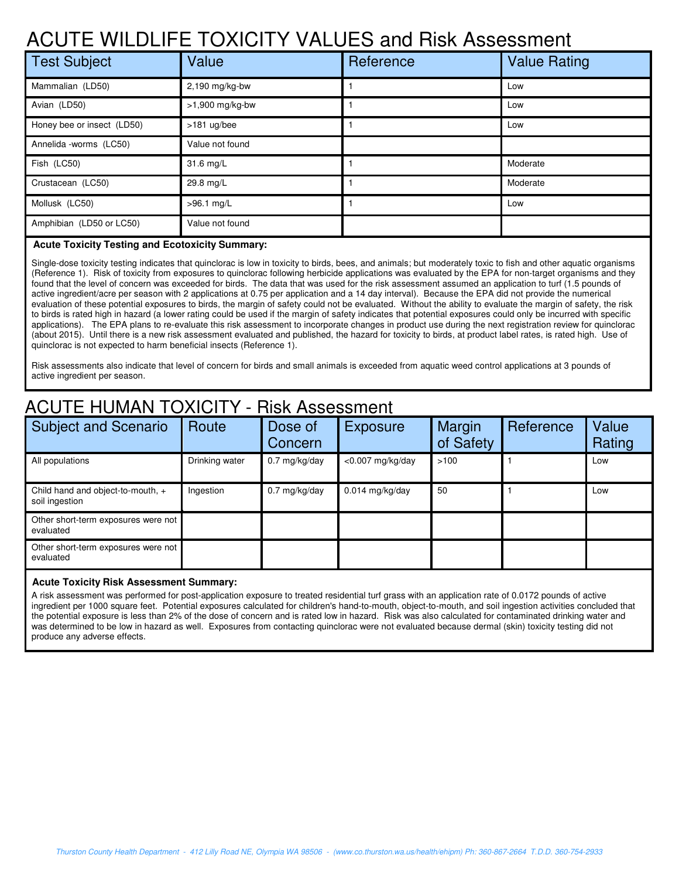# ACUTE WILDLIFE TOXICITY VALUES and Risk Assessment

| Test Subject | Value | Reference | Value Rating |
|---|---|---|---|
| Mammalian (LD50) | 2,190 mg/kg-bw | 1 | Low |
| Avian (LD50) | >1,900 mg/kg-bw | 1 | Low |
| Honey bee or insect (LD50) | >181 ug/bee | 1 | Low |
| Annelida -worms (LC50) | Value not found | | |
| Fish (LC50) | 31.6 mg/L | 1 | Moderate |
| Crustacean (LC50) | 29.8 mg/L | 1 | Moderate |
| Mollusk (LC50) | >96.1 mg/L | 1 | Low |
| Amphibian (LD50 or LC50) | Value not found | | |

**Acute Toxicity Testing and Ecotoxicity Summary:**

Single-dose toxicity testing indicates that quinclorac is low in toxicity to birds, bees, and animals; but moderately toxic to fish and other aquatic organisms (Reference 1). Risk of toxicity from exposures to quinclorac following herbicide applications was evaluated by the EPA for non-target organisms and they found that the level of concern was exceeded for birds. The data that was used for the risk assessment assumed an application to turf (1.5 pounds of active ingredient/acre per season with 2 applications at 0.75 per application and a 14 day interval). Because the EPA did not provide the numerical evaluation of these potential exposures to birds, the margin of safety could not be evaluated. Without the ability to evaluate the margin of safety, the risk to birds is rated high in hazard (a lower rating could be used if the margin of safety indicates that potential exposures could only be incurred with specific applications). The EPA plans to re-evaluate this risk assessment to incorporate changes in product use during the next registration review for quinclorac (about 2015). Until there is a new risk assessment evaluated and published, the hazard for toxicity to birds, at product label rates, is rated high. Use of quinclorac is not expected to harm beneficial insects (Reference 1).

Risk assessments also indicate that level of concern for birds and small animals is exceeded from aquatic weed control applications at 3 pounds of active ingredient per season.

# ACUTE HUMAN TOXICITY - Risk Assessment

| Subject and Scenario | Route | Dose of Concern | Exposure | Margin of Safety | Reference | Value Rating |
|---|---|---|---|---|---|---|
| All populations | Drinking water | 0.7 mg/kg/day | <0.007 mg/kg/day | >100 | 1 | Low |
| Child hand and object-to-mouth, + soil ingestion | Ingestion | 0.7 mg/kg/day | 0.014 mg/kg/day | 50 | 1 | Low |
| Other short-term exposures were not evaluated | | | | | | |
| Other short-term exposures were not evaluated | | | | | | |

**Acute Toxicity Risk Assessment Summary:**

A risk assessment was performed for post-application exposure to treated residential turf grass with an application rate of 0.0172 pounds of active ingredient per 1000 square feet. Potential exposures calculated for children's hand-to-mouth, object-to-mouth, and soil ingestion activities concluded that the potential exposure is less than 2% of the dose of concern and is rated low in hazard. Risk was also calculated for contaminated drinking water and was determined to be low in hazard as well. Exposures from contacting quinclorac were not evaluated because dermal (skin) toxicity testing did not produce any adverse effects.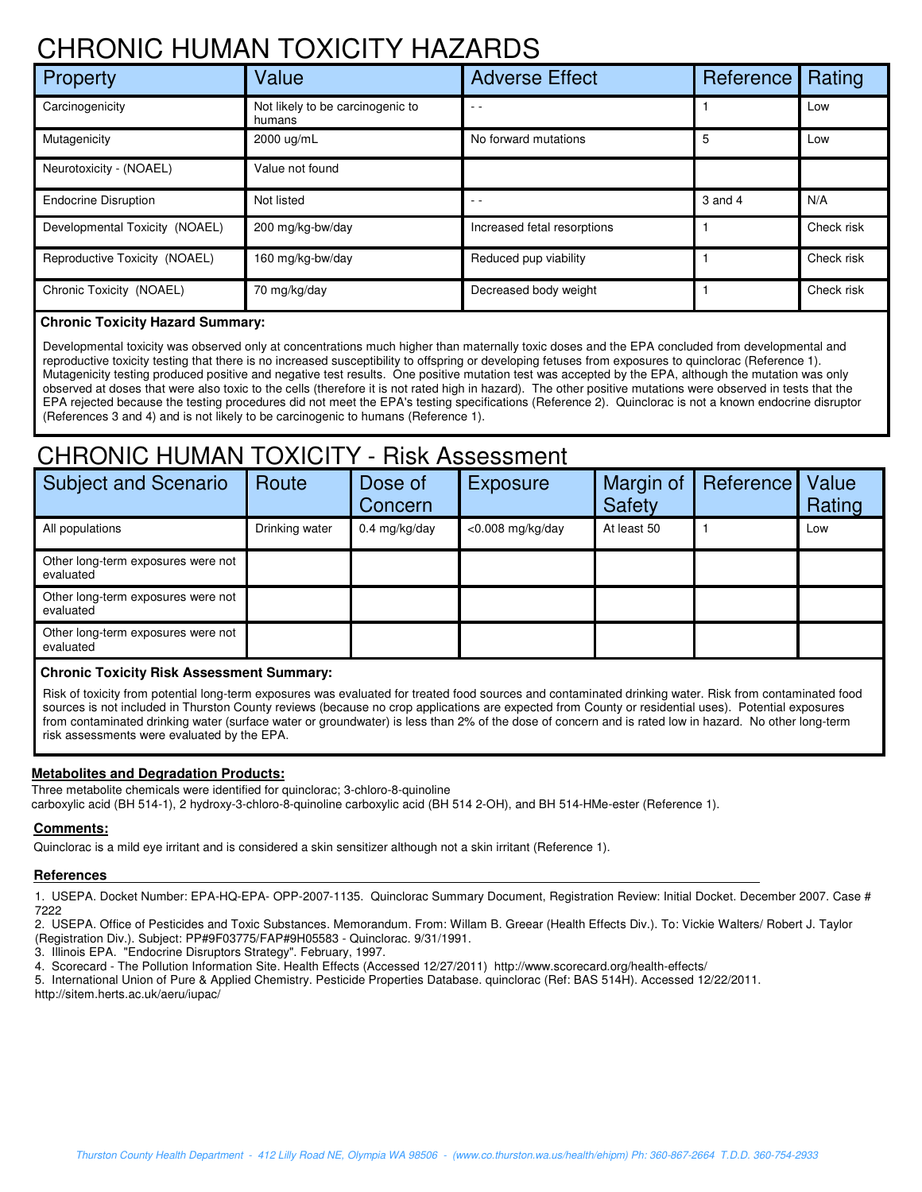# CHRONIC HUMAN TOXICITY HAZARDS

| Property | Value | Adverse Effect | Reference | Rating |
|---|---|---|---|---|
| Carcinogenicity | Not likely to be carcinogenic to humans | - - | 1 | Low |
| Mutagenicity | 2000 ug/mL | No forward mutations | 5 | Low |
| Neurotoxicity - (NOAEL) | Value not found | | | |
| Endocrine Disruption | Not listed | - - | 3 and 4 | N/A |
| Developmental Toxicity (NOAEL) | 200 mg/kg-bw/day | Increased fetal resorptions | 1 | Check risk |
| Reproductive Toxicity (NOAEL) | 160 mg/kg-bw/day | Reduced pup viability | 1 | Check risk |
| Chronic Toxicity (NOAEL) | 70 mg/kg/day | Decreased body weight | 1 | Check risk |

**Chronic Toxicity Hazard Summary:**

Developmental toxicity was observed only at concentrations much higher than maternally toxic doses and the EPA concluded from developmental and reproductive toxicity testing that there is no increased susceptibility to offspring or developing fetuses from exposures to quinclorac (Reference 1). Mutagenicity testing produced positive and negative test results. One positive mutation test was accepted by the EPA, although the mutation was only observed at doses that were also toxic to the cells (therefore it is not rated high in hazard). The other positive mutations were observed in tests that the EPA rejected because the testing procedures did not meet the EPA's testing specifications (Reference 2). Quinclorac is not a known endocrine disruptor (References 3 and 4) and is not likely to be carcinogenic to humans (Reference 1).

# CHRONIC HUMAN TOXICITY - Risk Assessment

| Subject and Scenario | Route | Dose of Concern | Exposure | Margin of Safety | Reference | Value Rating |
|---|---|---|---|---|---|---|
| All populations | Drinking water | 0.4 mg/kg/day | <0.008 mg/kg/day | At least 50 | 1 | Low |
| Other long-term exposures were not evaluated | | | | | | |
| Other long-term exposures were not evaluated | | | | | | |
| Other long-term exposures were not evaluated | | | | | | |

**Chronic Toxicity Risk Assessment Summary:**

Risk of toxicity from potential long-term exposures was evaluated for treated food sources and contaminated drinking water. Risk from contaminated food sources is not included in Thurston County reviews (because no crop applications are expected from County or residential uses). Potential exposures from contaminated drinking water (surface water or groundwater) is less than 2% of the dose of concern and is rated low in hazard. No other long-term risk assessments were evaluated by the EPA.

**Metabolites and Degradation Products:**

Three metabolite chemicals were identified for quinclorac; 3-chloro-8-quinoline carboxylic acid (BH 514-1), 2 hydroxy-3-chloro-8-quinoline carboxylic acid (BH 514 2-OH), and BH 514-HMe-ester (Reference 1).

**Comments:**

Quinclorac is a mild eye irritant and is considered a skin sensitizer although not a skin irritant (Reference 1).

**References**

1. USEPA. Docket Number: EPA-HQ-EPA- OPP-2007-1135. Quinclorac Summary Document, Registration Review: Initial Docket. December 2007. Case # 7222
2. USEPA. Office of Pesticides and Toxic Substances. Memorandum. From: Willam B. Greear (Health Effects Div.). To: Vickie Walters/ Robert J. Taylor (Registration Div.). Subject: PP#9F03775/FAP#9H05583 - Quinclorac. 9/31/1991.
3. Illinois EPA. "Endocrine Disruptors Strategy". February, 1997.
4. Scorecard - The Pollution Information Site. Health Effects (Accessed 12/27/2011) http://www.scorecard.org/health-effects/
5. International Union of Pure & Applied Chemistry. Pesticide Properties Database. quinclorac (Ref: BAS 514H). Accessed 12/22/2011. http://sitem.herts.ac.uk/aeru/iupac/